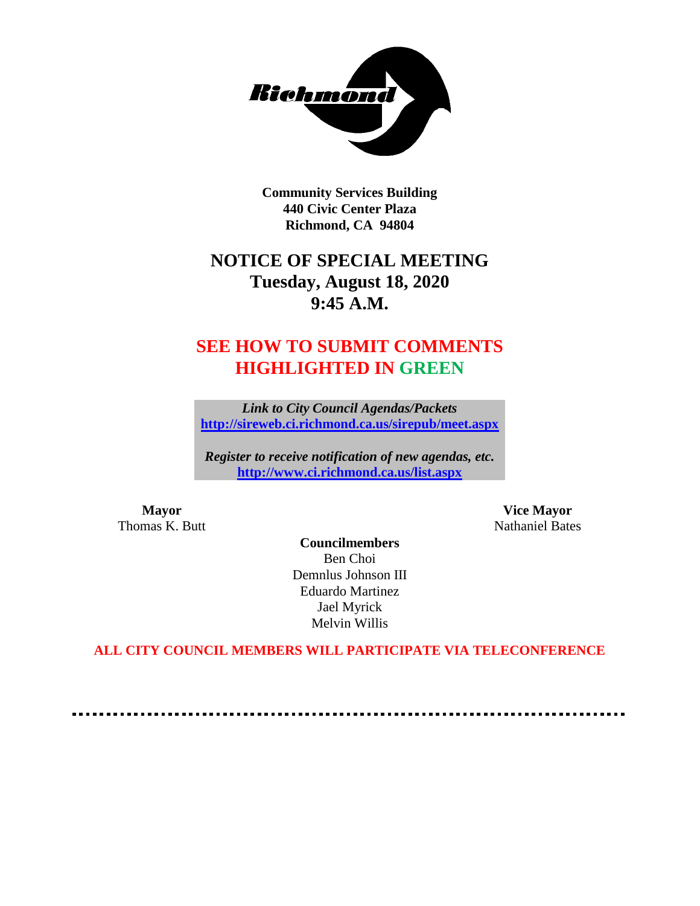**Community Services Building**
**440 Civic Center Plaza**
**Richmond, CA 94804**

# NOTICE OF SPECIAL MEETING
## Tuesday, August 18, 2020
## 9:45 A.M.

## SEE HOW TO SUBMIT COMMENTS HIGHLIGHTED IN GREEN

***Link to City Council Agendas/Packets***
**http://sireweb.ci.richmond.ca.us/sirepub/meet.aspx**

***Register to receive notification of new agendas, etc.***
**http://www.ci.richmond.ca.us/list.aspx**

**Mayor**
Thomas K. Butt

**Vice Mayor**
Nathaniel Bates

**Councilmembers**
Ben Choi
Demnlus Johnson III
Eduardo Martinez
Jael Myrick
Melvin Willis

**ALL CITY COUNCIL MEMBERS WILL PARTICIPATE VIA TELECONFERENCE**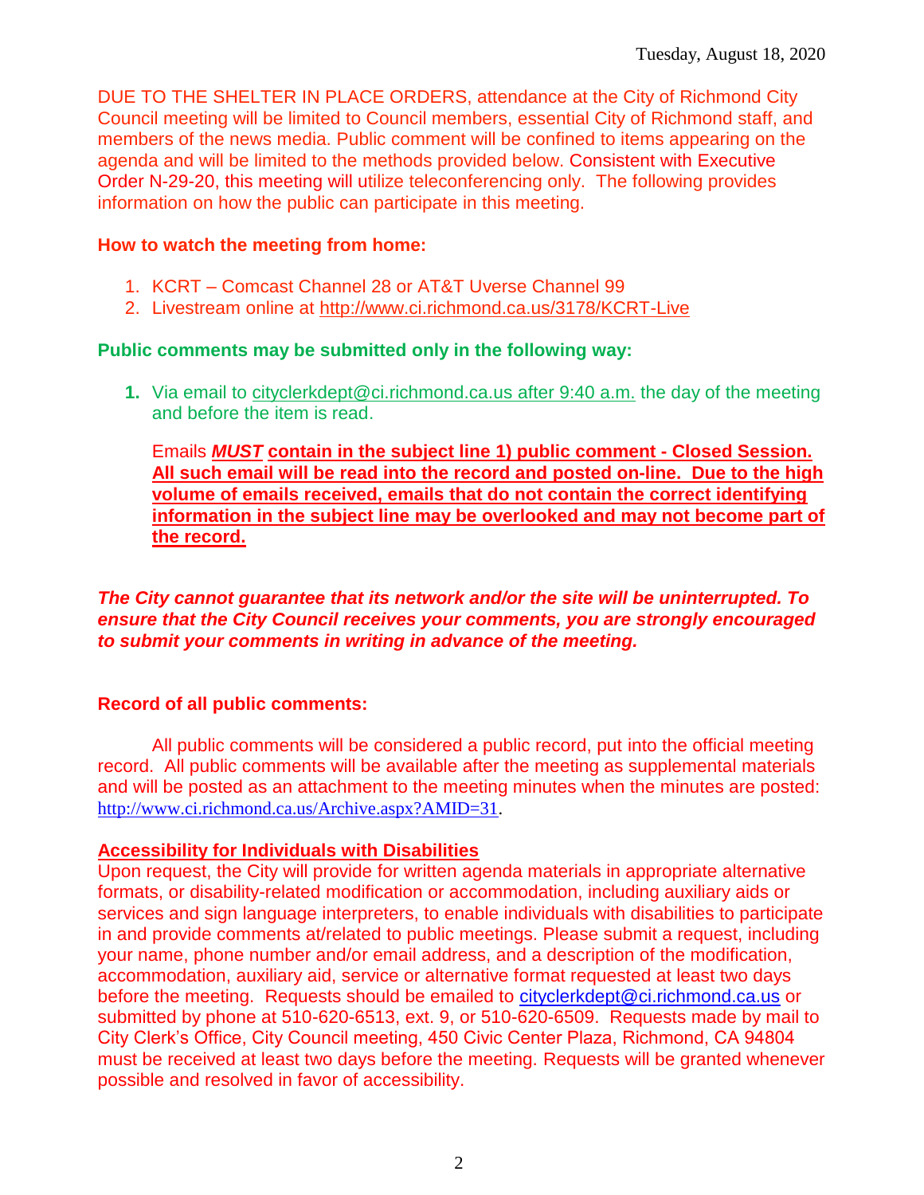Tuesday, August 18, 2020

DUE TO THE SHELTER IN PLACE ORDERS, attendance at the City of Richmond City Council meeting will be limited to Council members, essential City of Richmond staff, and members of the news media. Public comment will be confined to items appearing on the agenda and will be limited to the methods provided below. Consistent with Executive Order N-29-20, this meeting will utilize teleconferencing only. The following provides information on how the public can participate in this meeting.

**How to watch the meeting from home:**

1. KCRT – Comcast Channel 28 or AT&T Uverse Channel 99
2. Livestream online at http://www.ci.richmond.ca.us/3178/KCRT-Live

**Public comments may be submitted only in the following way:**

1. Via email to cityclerkdept@ci.richmond.ca.us after 9:40 a.m. the day of the meeting and before the item is read.

   Emails ***MUST*** **contain in the subject line 1) public comment - Closed Session. All such email will be read into the record and posted on-line. Due to the high volume of emails received, emails that do not contain the correct identifying information in the subject line may be overlooked and may not become part of the record.**

***The City cannot guarantee that its network and/or the site will be uninterrupted. To ensure that the City Council receives your comments, you are strongly encouraged to submit your comments in writing in advance of the meeting.***

**Record of all public comments:**

All public comments will be considered a public record, put into the official meeting record. All public comments will be available after the meeting as supplemental materials and will be posted as an attachment to the meeting minutes when the minutes are posted: http://www.ci.richmond.ca.us/Archive.aspx?AMID=31.

**Accessibility for Individuals with Disabilities**

Upon request, the City will provide for written agenda materials in appropriate alternative formats, or disability-related modification or accommodation, including auxiliary aids or services and sign language interpreters, to enable individuals with disabilities to participate in and provide comments at/related to public meetings. Please submit a request, including your name, phone number and/or email address, and a description of the modification, accommodation, auxiliary aid, service or alternative format requested at least two days before the meeting. Requests should be emailed to cityclerkdept@ci.richmond.ca.us or submitted by phone at 510-620-6513, ext. 9, or 510-620-6509. Requests made by mail to City Clerk's Office, City Council meeting, 450 Civic Center Plaza, Richmond, CA 94804 must be received at least two days before the meeting. Requests will be granted whenever possible and resolved in favor of accessibility.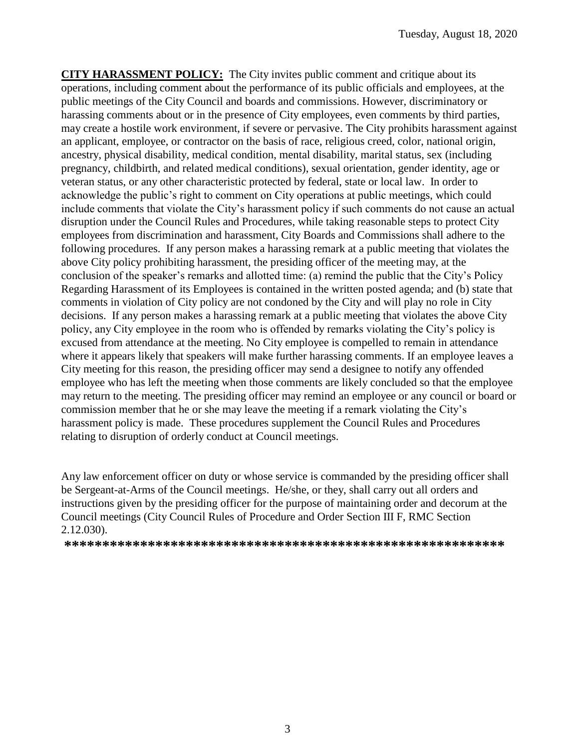**CITY HARASSMENT POLICY:** The City invites public comment and critique about its operations, including comment about the performance of its public officials and employees, at the public meetings of the City Council and boards and commissions. However, discriminatory or harassing comments about or in the presence of City employees, even comments by third parties, may create a hostile work environment, if severe or pervasive. The City prohibits harassment against an applicant, employee, or contractor on the basis of race, religious creed, color, national origin, ancestry, physical disability, medical condition, mental disability, marital status, sex (including pregnancy, childbirth, and related medical conditions), sexual orientation, gender identity, age or veteran status, or any other characteristic protected by federal, state or local law. In order to acknowledge the public's right to comment on City operations at public meetings, which could include comments that violate the City's harassment policy if such comments do not cause an actual disruption under the Council Rules and Procedures, while taking reasonable steps to protect City employees from discrimination and harassment, City Boards and Commissions shall adhere to the following procedures. If any person makes a harassing remark at a public meeting that violates the above City policy prohibiting harassment, the presiding officer of the meeting may, at the conclusion of the speaker's remarks and allotted time: (a) remind the public that the City's Policy Regarding Harassment of its Employees is contained in the written posted agenda; and (b) state that comments in violation of City policy are not condoned by the City and will play no role in City decisions. If any person makes a harassing remark at a public meeting that violates the above City policy, any City employee in the room who is offended by remarks violating the City's policy is excused from attendance at the meeting. No City employee is compelled to remain in attendance where it appears likely that speakers will make further harassing comments. If an employee leaves a City meeting for this reason, the presiding officer may send a designee to notify any offended employee who has left the meeting when those comments are likely concluded so that the employee may return to the meeting. The presiding officer may remind an employee or any council or board or commission member that he or she may leave the meeting if a remark violating the City's harassment policy is made. These procedures supplement the Council Rules and Procedures relating to disruption of orderly conduct at Council meetings.

Any law enforcement officer on duty or whose service is commanded by the presiding officer shall be Sergeant-at-Arms of the Council meetings. He/she, or they, shall carry out all orders and instructions given by the presiding officer for the purpose of maintaining order and decorum at the Council meetings (City Council Rules of Procedure and Order Section III F, RMC Section 2.12.030).

**************************************************************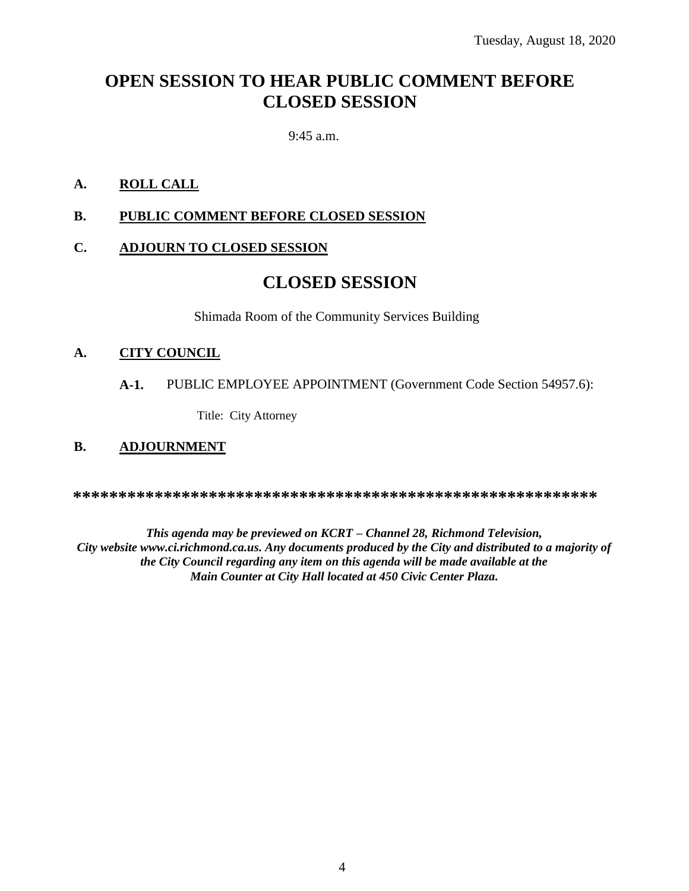Tuesday, August 18, 2020

# OPEN SESSION TO HEAR PUBLIC COMMENT BEFORE CLOSED SESSION

9:45 a.m.

**A. ROLL CALL**

**B. PUBLIC COMMENT BEFORE CLOSED SESSION**

**C. ADJOURN TO CLOSED SESSION**

# CLOSED SESSION

Shimada Room of the Community Services Building

**A. CITY COUNCIL**

**A-1.** PUBLIC EMPLOYEE APPOINTMENT (Government Code Section 54957.6):

Title: City Attorney

**B. ADJOURNMENT**

**\*\*\*\*\*\*\*\*\*\*\*\*\*\*\*\*\*\*\*\*\*\*\*\*\*\*\*\*\*\*\*\*\*\*\*\*\*\*\*\*\*\*\*\*\*\*\*\*\*\*\*\*\*\*\*\*\*\*\***

***This agenda may be previewed on KCRT – Channel 28, Richmond Television, City website www.ci.richmond.ca.us. Any documents produced by the City and distributed to a majority of the City Council regarding any item on this agenda will be made available at the Main Counter at City Hall located at 450 Civic Center Plaza.***